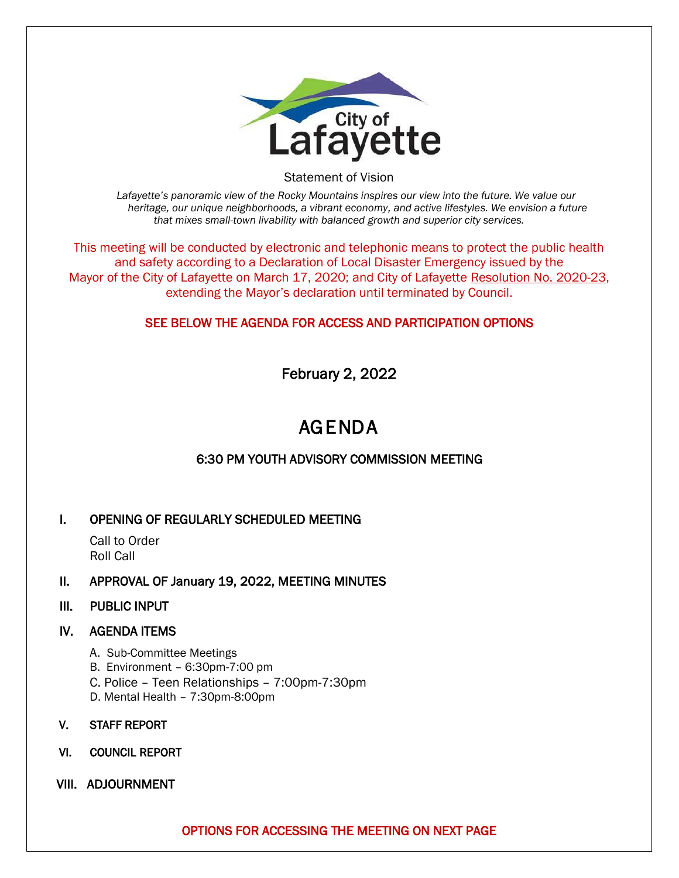City of Lafayette

Statement of Vision

*Lafayette's panoramic view of the Rocky Mountains inspires our view into the future. We value our heritage, our unique neighborhoods, a vibrant economy, and active lifestyles. We envision a future that mixes small-town livability with balanced growth and superior city services.*

This meeting will be conducted by electronic and telephonic means to protect the public health and safety according to a Declaration of Local Disaster Emergency issued by the Mayor of the City of Lafayette on March 17, 2020; and City of Lafayette Resolution No. 2020-23, extending the Mayor's declaration until terminated by Council.

**SEE BELOW THE AGENDA FOR ACCESS AND PARTICIPATION OPTIONS**

February 2, 2022

# AGENDA

## 6:30 PM YOUTH ADVISORY COMMISSION MEETING

**I. OPENING OF REGULARLY SCHEDULED MEETING**

Call to Order
Roll Call

**II. APPROVAL OF January 19, 2022, MEETING MINUTES**

**III. PUBLIC INPUT**

**IV. AGENDA ITEMS**

A. Sub-Committee Meetings
B. Environment – 6:30pm-7:00 pm
C. Police – Teen Relationships – 7:00pm-7:30pm
D. Mental Health – 7:30pm-8:00pm

**V. STAFF REPORT**

**VI. COUNCIL REPORT**

**VIII. ADJOURNMENT**

**OPTIONS FOR ACCESSING THE MEETING ON NEXT PAGE**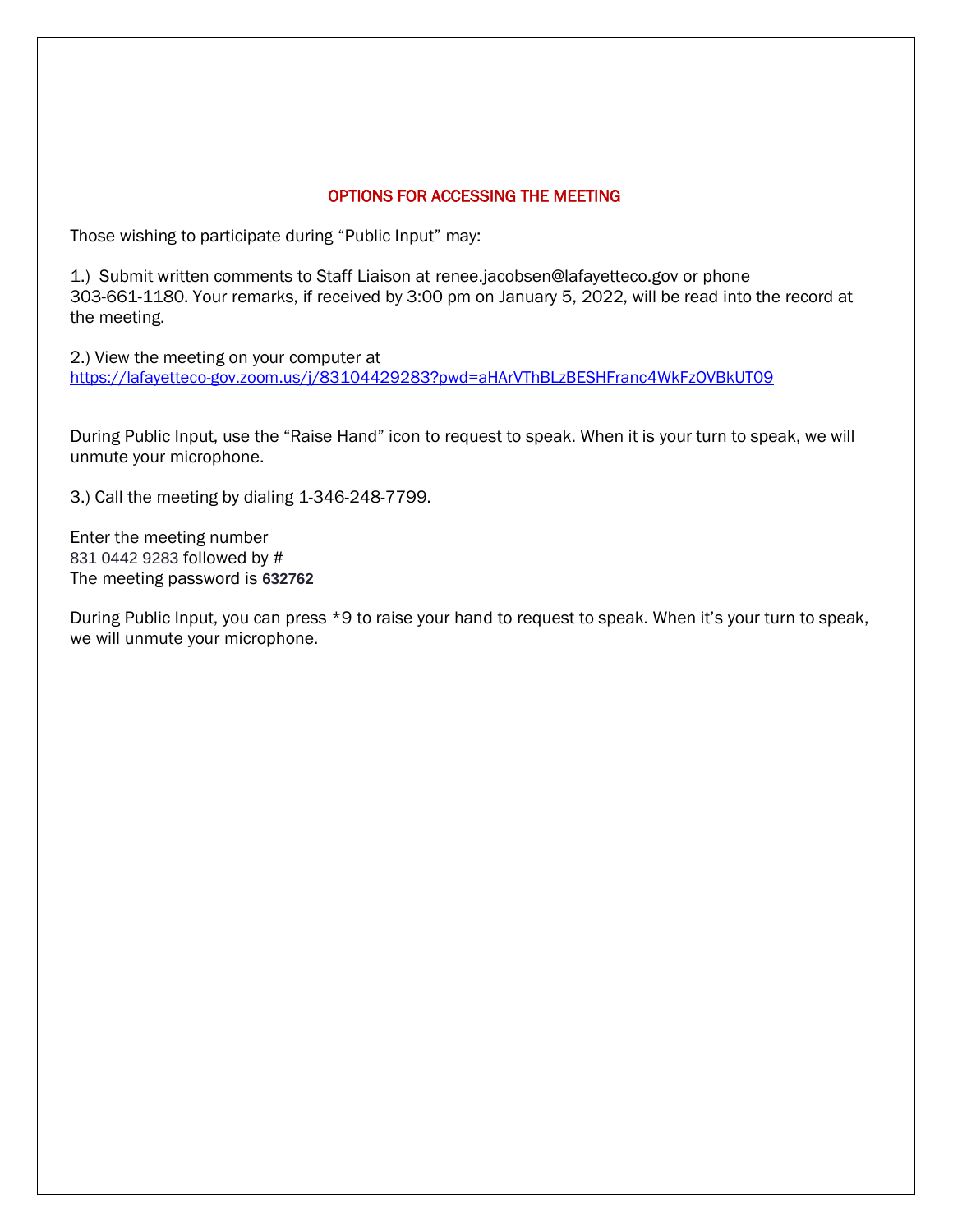## OPTIONS FOR ACCESSING THE MEETING

Those wishing to participate during "Public Input" may:

1.) Submit written comments to Staff Liaison at renee.jacobsen@lafayetteco.gov or phone 303-661-1180. Your remarks, if received by 3:00 pm on January 5, 2022, will be read into the record at the meeting.

2.) View the meeting on your computer at
https://lafayetteco-gov.zoom.us/j/83104429283?pwd=aHArVThBLzBESHFranc4WkFzOVBkUT09

During Public Input, use the "Raise Hand" icon to request to speak. When it is your turn to speak, we will unmute your microphone.

3.) Call the meeting by dialing 1-346-248-7799.

Enter the meeting number
831 0442 9283 followed by #
The meeting password is **632762**

During Public Input, you can press *9 to raise your hand to request to speak. When it's your turn to speak, we will unmute your microphone.